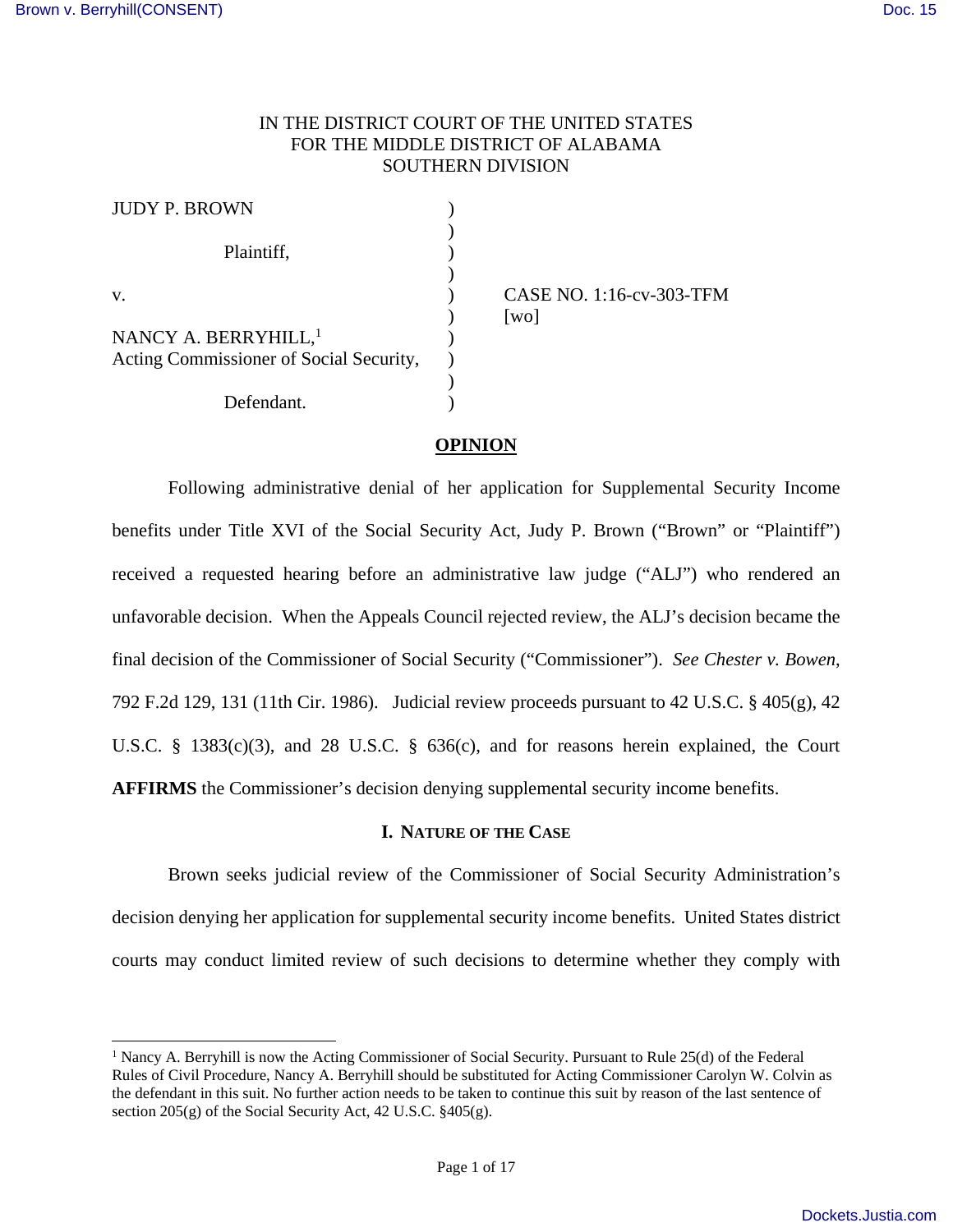IN THE DISTRICT COURT OF THE UNITED STATES
FOR THE MIDDLE DISTRICT OF ALABAMA
SOUTHERN DIVISION

| | | |
|---|---|---|
| JUDY P. BROWN | ) | |
| | ) | |
| Plaintiff, | ) | |
| | ) | |
| v. | ) | CASE NO. 1:16-cv-303-TFM |
| | ) | [wo] |
| NANCY A. BERRYHILL,[1] | ) | |
| Acting Commissioner of Social Security, | ) | |
| | ) | |
| Defendant. | ) | |

## OPINION

Following administrative denial of her application for Supplemental Security Income benefits under Title XVI of the Social Security Act, Judy P. Brown ("Brown" or "Plaintiff") received a requested hearing before an administrative law judge ("ALJ") who rendered an unfavorable decision. When the Appeals Council rejected review, the ALJ's decision became the final decision of the Commissioner of Social Security ("Commissioner"). *See Chester v. Bowen*, 792 F.2d 129, 131 (11th Cir. 1986). Judicial review proceeds pursuant to 42 U.S.C. § 405(g), 42 U.S.C. § 1383(c)(3), and 28 U.S.C. § 636(c), and for reasons herein explained, the Court **AFFIRMS** the Commissioner's decision denying supplemental security income benefits.

### I. NATURE OF THE CASE

Brown seeks judicial review of the Commissioner of Social Security Administration's decision denying her application for supplemental security income benefits. United States district courts may conduct limited review of such decisions to determine whether they comply with

---

[1] Nancy A. Berryhill is now the Acting Commissioner of Social Security. Pursuant to Rule 25(d) of the Federal Rules of Civil Procedure, Nancy A. Berryhill should be substituted for Acting Commissioner Carolyn W. Colvin as the defendant in this suit. No further action needs to be taken to continue this suit by reason of the last sentence of section 205(g) of the Social Security Act, 42 U.S.C. §405(g).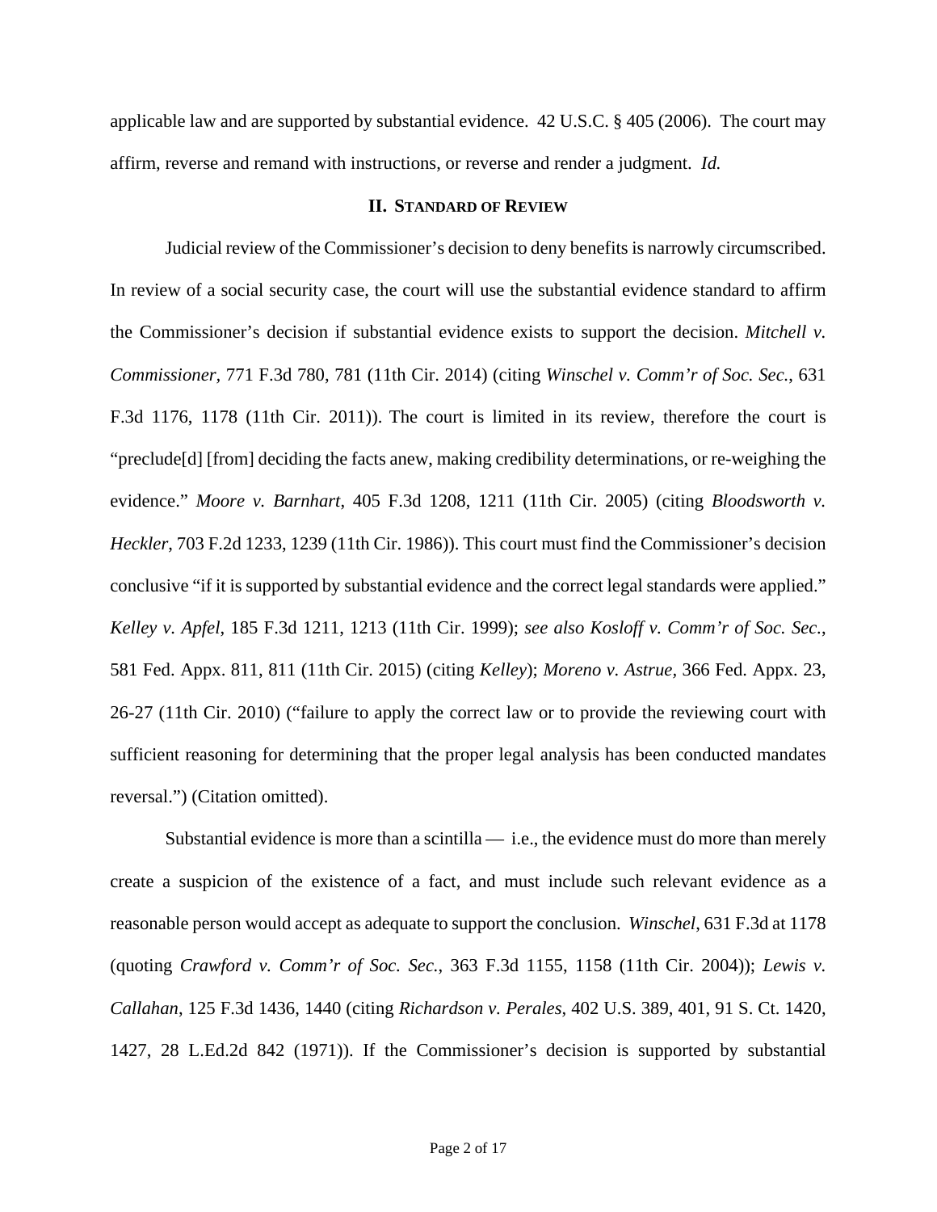applicable law and are supported by substantial evidence. 42 U.S.C. § 405 (2006). The court may affirm, reverse and remand with instructions, or reverse and render a judgment. *Id.*

## II. Standard of Review

Judicial review of the Commissioner's decision to deny benefits is narrowly circumscribed. In review of a social security case, the court will use the substantial evidence standard to affirm the Commissioner's decision if substantial evidence exists to support the decision. *Mitchell v. Commissioner*, 771 F.3d 780, 781 (11th Cir. 2014) (citing *Winschel v. Comm'r of Soc. Sec.*, 631 F.3d 1176, 1178 (11th Cir. 2011)). The court is limited in its review, therefore the court is "preclude[d] [from] deciding the facts anew, making credibility determinations, or re-weighing the evidence." *Moore v. Barnhart*, 405 F.3d 1208, 1211 (11th Cir. 2005) (citing *Bloodsworth v. Heckler*, 703 F.2d 1233, 1239 (11th Cir. 1986)). This court must find the Commissioner's decision conclusive "if it is supported by substantial evidence and the correct legal standards were applied." *Kelley v. Apfel*, 185 F.3d 1211, 1213 (11th Cir. 1999); *see also Kosloff v. Comm'r of Soc. Sec.*, 581 Fed. Appx. 811, 811 (11th Cir. 2015) (citing *Kelley*); *Moreno v. Astrue*, 366 Fed. Appx. 23, 26-27 (11th Cir. 2010) ("failure to apply the correct law or to provide the reviewing court with sufficient reasoning for determining that the proper legal analysis has been conducted mandates reversal.") (Citation omitted).

Substantial evidence is more than a scintilla — i.e., the evidence must do more than merely create a suspicion of the existence of a fact, and must include such relevant evidence as a reasonable person would accept as adequate to support the conclusion. *Winschel*, 631 F.3d at 1178 (quoting *Crawford v. Comm'r of Soc. Sec.*, 363 F.3d 1155, 1158 (11th Cir. 2004)); *Lewis v. Callahan*, 125 F.3d 1436, 1440 (citing *Richardson v. Perales*, 402 U.S. 389, 401, 91 S. Ct. 1420, 1427, 28 L.Ed.2d 842 (1971)). If the Commissioner's decision is supported by substantial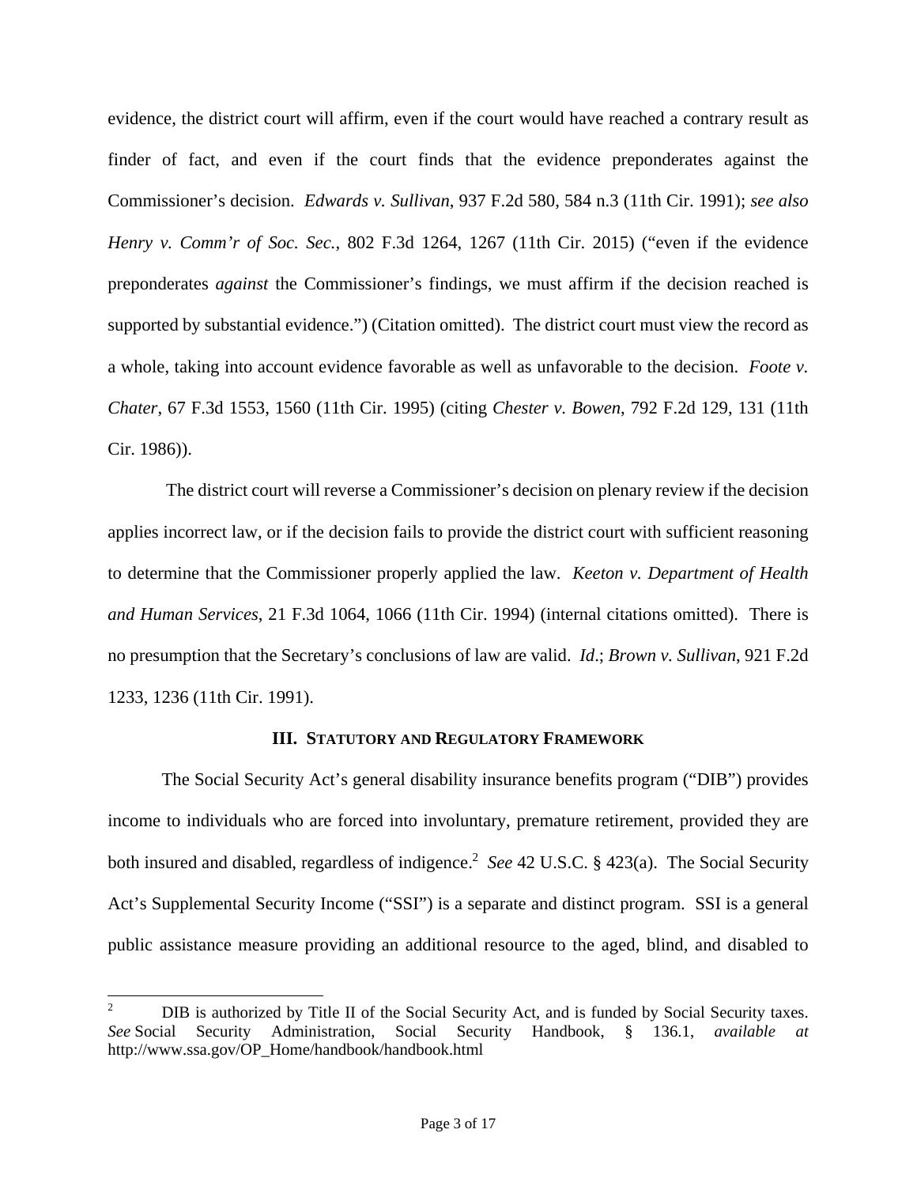evidence, the district court will affirm, even if the court would have reached a contrary result as finder of fact, and even if the court finds that the evidence preponderates against the Commissioner's decision. *Edwards v. Sullivan*, 937 F.2d 580, 584 n.3 (11th Cir. 1991); *see also Henry v. Comm'r of Soc. Sec.*, 802 F.3d 1264, 1267 (11th Cir. 2015) ("even if the evidence preponderates *against* the Commissioner's findings, we must affirm if the decision reached is supported by substantial evidence.") (Citation omitted). The district court must view the record as a whole, taking into account evidence favorable as well as unfavorable to the decision. *Foote v. Chater*, 67 F.3d 1553, 1560 (11th Cir. 1995) (citing *Chester v. Bowen*, 792 F.2d 129, 131 (11th Cir. 1986)).

The district court will reverse a Commissioner's decision on plenary review if the decision applies incorrect law, or if the decision fails to provide the district court with sufficient reasoning to determine that the Commissioner properly applied the law. *Keeton v. Department of Health and Human Services*, 21 F.3d 1064, 1066 (11th Cir. 1994) (internal citations omitted). There is no presumption that the Secretary's conclusions of law are valid. *Id*.; *Brown v. Sullivan*, 921 F.2d 1233, 1236 (11th Cir. 1991).

## III. STATUTORY AND REGULATORY FRAMEWORK

The Social Security Act's general disability insurance benefits program ("DIB") provides income to individuals who are forced into involuntary, premature retirement, provided they are both insured and disabled, regardless of indigence.[2] *See* 42 U.S.C. § 423(a). The Social Security Act's Supplemental Security Income ("SSI") is a separate and distinct program. SSI is a general public assistance measure providing an additional resource to the aged, blind, and disabled to

---

[2] DIB is authorized by Title II of the Social Security Act, and is funded by Social Security taxes. *See* Social Security Administration, Social Security Handbook, § 136.1, *available at* http://www.ssa.gov/OP_Home/handbook/handbook.html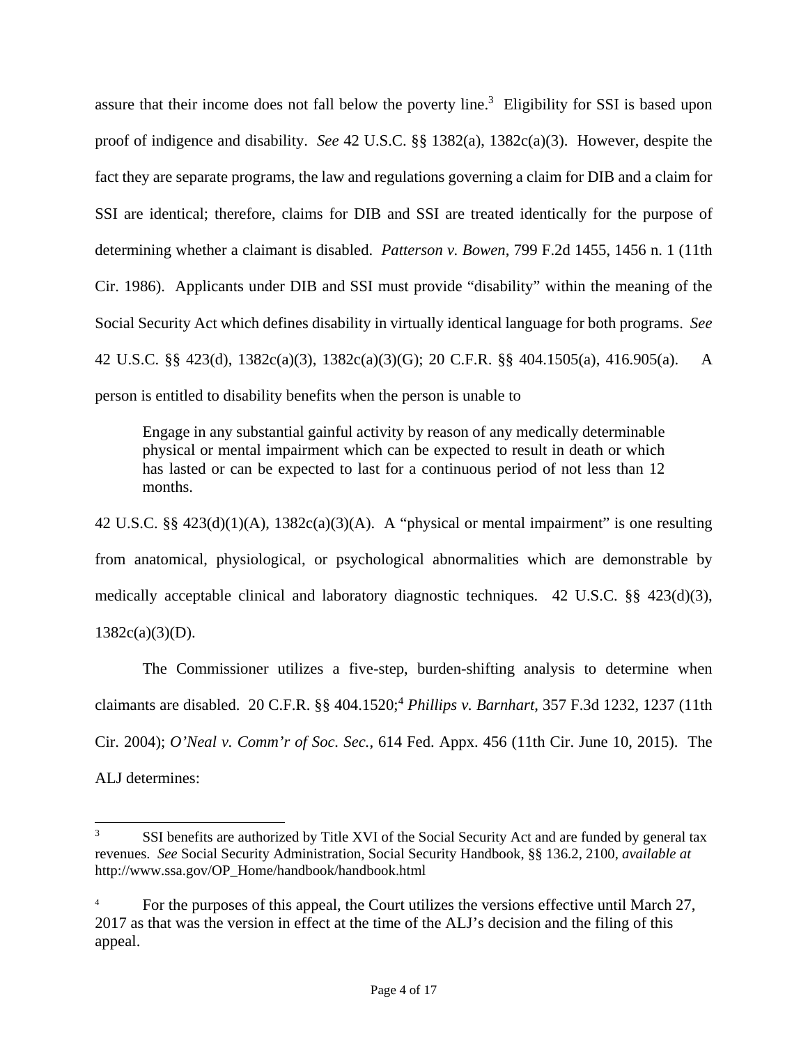assure that their income does not fall below the poverty line.[3] Eligibility for SSI is based upon proof of indigence and disability. *See* 42 U.S.C. §§ 1382(a), 1382c(a)(3). However, despite the fact they are separate programs, the law and regulations governing a claim for DIB and a claim for SSI are identical; therefore, claims for DIB and SSI are treated identically for the purpose of determining whether a claimant is disabled. *Patterson v. Bowen*, 799 F.2d 1455, 1456 n. 1 (11th Cir. 1986). Applicants under DIB and SSI must provide "disability" within the meaning of the Social Security Act which defines disability in virtually identical language for both programs. *See* 42 U.S.C. §§ 423(d), 1382c(a)(3), 1382c(a)(3)(G); 20 C.F.R. §§ 404.1505(a), 416.905(a). A person is entitled to disability benefits when the person is unable to

> Engage in any substantial gainful activity by reason of any medically determinable physical or mental impairment which can be expected to result in death or which has lasted or can be expected to last for a continuous period of not less than 12 months.

42 U.S.C. §§ 423(d)(1)(A), 1382c(a)(3)(A). A "physical or mental impairment" is one resulting from anatomical, physiological, or psychological abnormalities which are demonstrable by medically acceptable clinical and laboratory diagnostic techniques. 42 U.S.C. §§ 423(d)(3), 1382c(a)(3)(D).

The Commissioner utilizes a five-step, burden-shifting analysis to determine when claimants are disabled. 20 C.F.R. §§ 404.1520;[4] *Phillips v. Barnhart*, 357 F.3d 1232, 1237 (11th Cir. 2004); *O'Neal v. Comm'r of Soc. Sec.*, 614 Fed. Appx. 456 (11th Cir. June 10, 2015). The ALJ determines:

---

[3] SSI benefits are authorized by Title XVI of the Social Security Act and are funded by general tax revenues. *See* Social Security Administration, Social Security Handbook, §§ 136.2, 2100, *available at* http://www.ssa.gov/OP_Home/handbook/handbook.html

[4] For the purposes of this appeal, the Court utilizes the versions effective until March 27, 2017 as that was the version in effect at the time of the ALJ's decision and the filing of this appeal.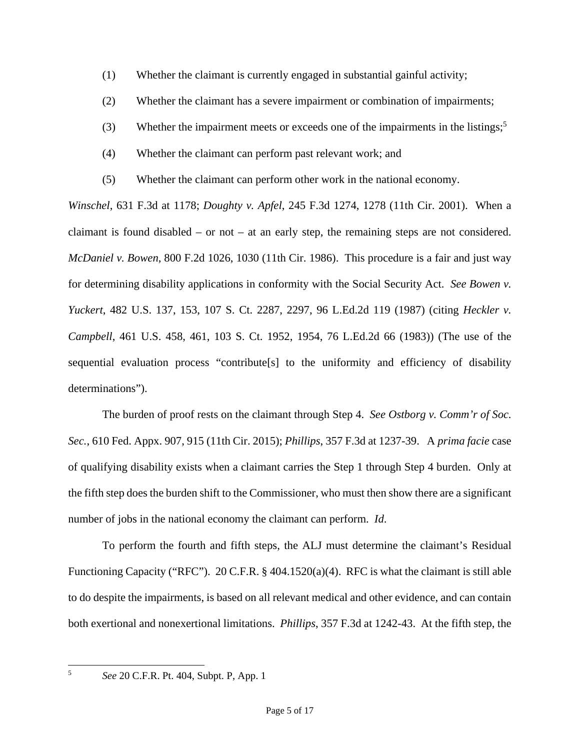(1) Whether the claimant is currently engaged in substantial gainful activity;

(2) Whether the claimant has a severe impairment or combination of impairments;

(3) Whether the impairment meets or exceeds one of the impairments in the listings;[5]

(4) Whether the claimant can perform past relevant work; and

(5) Whether the claimant can perform other work in the national economy.

*Winschel*, 631 F.3d at 1178; *Doughty v. Apfel*, 245 F.3d 1274, 1278 (11th Cir. 2001). When a claimant is found disabled – or not – at an early step, the remaining steps are not considered. *McDaniel v. Bowen*, 800 F.2d 1026, 1030 (11th Cir. 1986). This procedure is a fair and just way for determining disability applications in conformity with the Social Security Act. *See Bowen v. Yuckert*, 482 U.S. 137, 153, 107 S. Ct. 2287, 2297, 96 L.Ed.2d 119 (1987) (citing *Heckler v. Campbell*, 461 U.S. 458, 461, 103 S. Ct. 1952, 1954, 76 L.Ed.2d 66 (1983)) (The use of the sequential evaluation process "contribute[s] to the uniformity and efficiency of disability determinations").

The burden of proof rests on the claimant through Step 4. *See Ostborg v. Comm'r of Soc. Sec.*, 610 Fed. Appx. 907, 915 (11th Cir. 2015); *Phillips*, 357 F.3d at 1237-39. A *prima facie* case of qualifying disability exists when a claimant carries the Step 1 through Step 4 burden. Only at the fifth step does the burden shift to the Commissioner, who must then show there are a significant number of jobs in the national economy the claimant can perform. *Id*.

To perform the fourth and fifth steps, the ALJ must determine the claimant's Residual Functioning Capacity ("RFC"). 20 C.F.R. § 404.1520(a)(4). RFC is what the claimant is still able to do despite the impairments, is based on all relevant medical and other evidence, and can contain both exertional and nonexertional limitations. *Phillips*, 357 F.3d at 1242-43. At the fifth step, the

---

[5] *See* 20 C.F.R. Pt. 404, Subpt. P, App. 1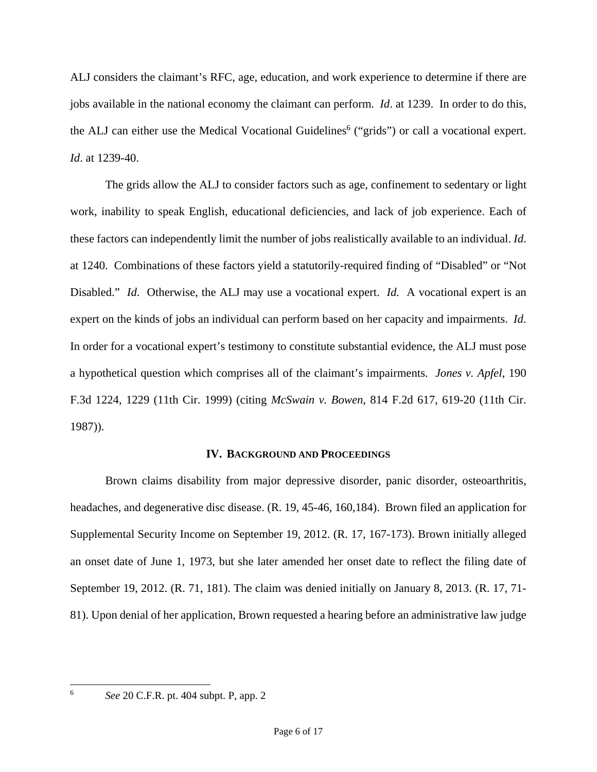ALJ considers the claimant's RFC, age, education, and work experience to determine if there are jobs available in the national economy the claimant can perform. *Id*. at 1239. In order to do this, the ALJ can either use the Medical Vocational Guidelines[6] ("grids") or call a vocational expert. *Id*. at 1239-40.

The grids allow the ALJ to consider factors such as age, confinement to sedentary or light work, inability to speak English, educational deficiencies, and lack of job experience. Each of these factors can independently limit the number of jobs realistically available to an individual. *Id*. at 1240. Combinations of these factors yield a statutorily-required finding of "Disabled" or "Not Disabled." *Id*. Otherwise, the ALJ may use a vocational expert. *Id*. A vocational expert is an expert on the kinds of jobs an individual can perform based on her capacity and impairments. *Id*. In order for a vocational expert's testimony to constitute substantial evidence, the ALJ must pose a hypothetical question which comprises all of the claimant's impairments. *Jones v. Apfel*, 190 F.3d 1224, 1229 (11th Cir. 1999) (citing *McSwain v. Bowen,* 814 F.2d 617, 619-20 (11th Cir. 1987)).

## IV. BACKGROUND AND PROCEEDINGS

Brown claims disability from major depressive disorder, panic disorder, osteoarthritis, headaches, and degenerative disc disease. (R. 19, 45-46, 160,184). Brown filed an application for Supplemental Security Income on September 19, 2012. (R. 17, 167-173). Brown initially alleged an onset date of June 1, 1973, but she later amended her onset date to reflect the filing date of September 19, 2012. (R. 71, 181). The claim was denied initially on January 8, 2013. (R. 17, 71-81). Upon denial of her application, Brown requested a hearing before an administrative law judge

---

[6] *See* 20 C.F.R. pt. 404 subpt. P, app. 2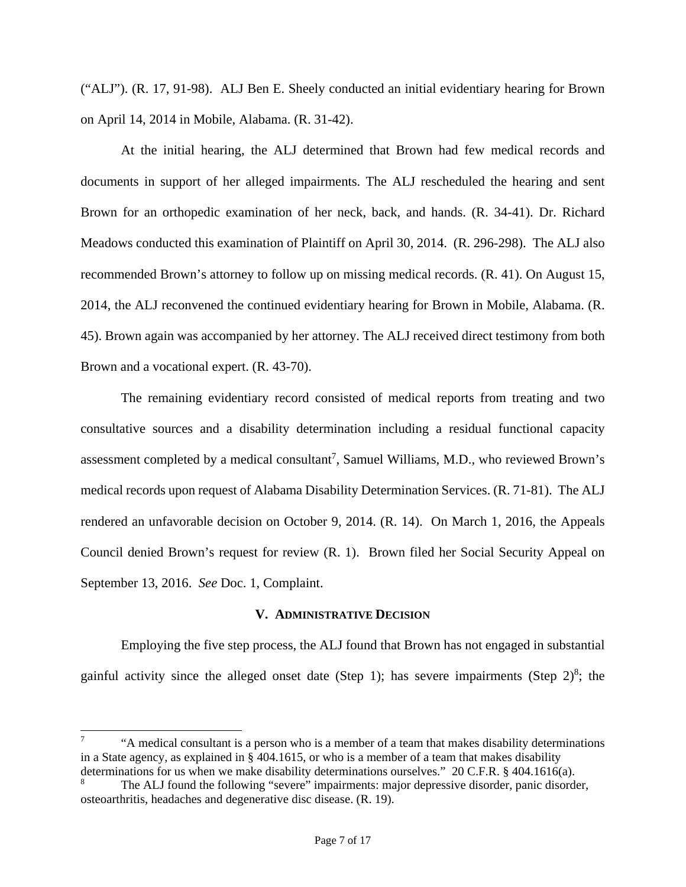("ALJ"). (R. 17, 91-98). ALJ Ben E. Sheely conducted an initial evidentiary hearing for Brown on April 14, 2014 in Mobile, Alabama. (R. 31-42).

At the initial hearing, the ALJ determined that Brown had few medical records and documents in support of her alleged impairments. The ALJ rescheduled the hearing and sent Brown for an orthopedic examination of her neck, back, and hands. (R. 34-41). Dr. Richard Meadows conducted this examination of Plaintiff on April 30, 2014. (R. 296-298). The ALJ also recommended Brown's attorney to follow up on missing medical records. (R. 41). On August 15, 2014, the ALJ reconvened the continued evidentiary hearing for Brown in Mobile, Alabama. (R. 45). Brown again was accompanied by her attorney. The ALJ received direct testimony from both Brown and a vocational expert. (R. 43-70).

The remaining evidentiary record consisted of medical reports from treating and two consultative sources and a disability determination including a residual functional capacity assessment completed by a medical consultant[7], Samuel Williams, M.D., who reviewed Brown's medical records upon request of Alabama Disability Determination Services. (R. 71-81). The ALJ rendered an unfavorable decision on October 9, 2014. (R. 14). On March 1, 2016, the Appeals Council denied Brown's request for review (R. 1). Brown filed her Social Security Appeal on September 13, 2016. *See* Doc. 1, Complaint.

## V. Administrative Decision

Employing the five step process, the ALJ found that Brown has not engaged in substantial gainful activity since the alleged onset date (Step 1); has severe impairments (Step 2)[8]; the

---

[7] "A medical consultant is a person who is a member of a team that makes disability determinations in a State agency, as explained in § 404.1615, or who is a member of a team that makes disability determinations for us when we make disability determinations ourselves." 20 C.F.R. § 404.1616(a).

[8] The ALJ found the following "severe" impairments: major depressive disorder, panic disorder, osteoarthritis, headaches and degenerative disc disease. (R. 19).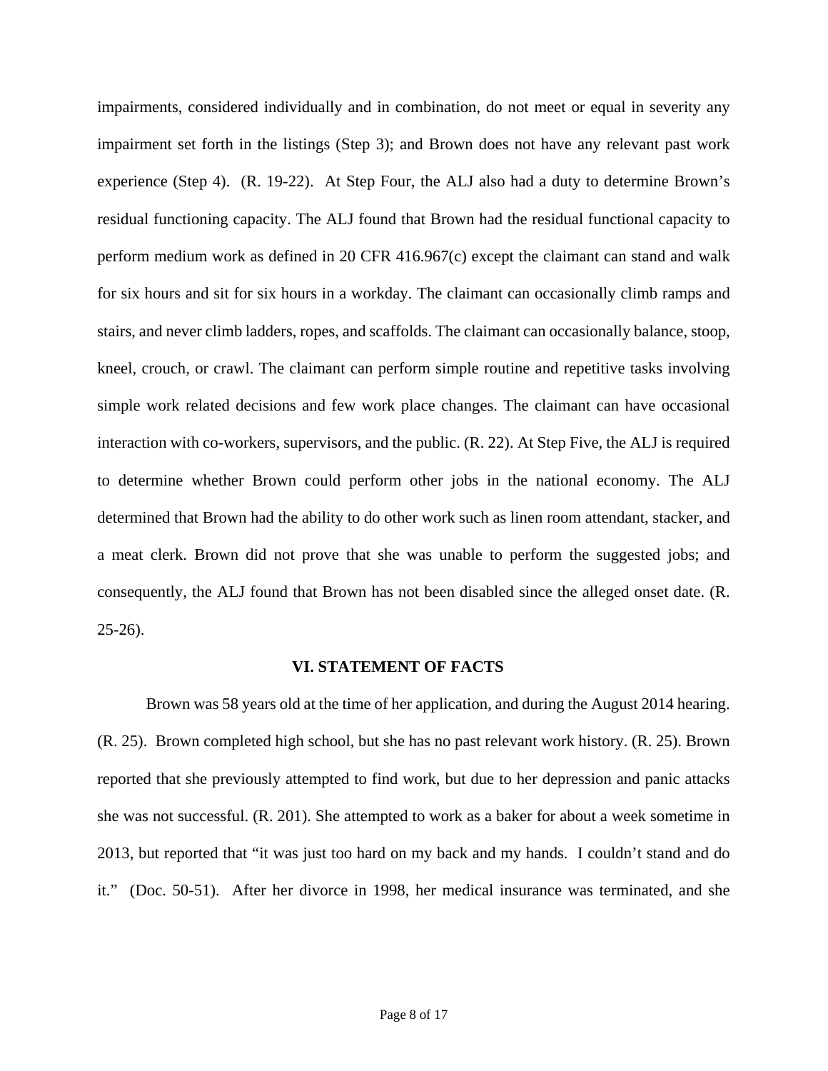impairments, considered individually and in combination, do not meet or equal in severity any impairment set forth in the listings (Step 3); and Brown does not have any relevant past work experience (Step 4). (R. 19-22). At Step Four, the ALJ also had a duty to determine Brown's residual functioning capacity. The ALJ found that Brown had the residual functional capacity to perform medium work as defined in 20 CFR 416.967(c) except the claimant can stand and walk for six hours and sit for six hours in a workday. The claimant can occasionally climb ramps and stairs, and never climb ladders, ropes, and scaffolds. The claimant can occasionally balance, stoop, kneel, crouch, or crawl. The claimant can perform simple routine and repetitive tasks involving simple work related decisions and few work place changes. The claimant can have occasional interaction with co-workers, supervisors, and the public. (R. 22). At Step Five, the ALJ is required to determine whether Brown could perform other jobs in the national economy. The ALJ determined that Brown had the ability to do other work such as linen room attendant, stacker, and a meat clerk. Brown did not prove that she was unable to perform the suggested jobs; and consequently, the ALJ found that Brown has not been disabled since the alleged onset date. (R. 25-26).

## VI. STATEMENT OF FACTS

Brown was 58 years old at the time of her application, and during the August 2014 hearing. (R. 25). Brown completed high school, but she has no past relevant work history. (R. 25). Brown reported that she previously attempted to find work, but due to her depression and panic attacks she was not successful. (R. 201). She attempted to work as a baker for about a week sometime in 2013, but reported that "it was just too hard on my back and my hands. I couldn't stand and do it." (Doc. 50-51). After her divorce in 1998, her medical insurance was terminated, and she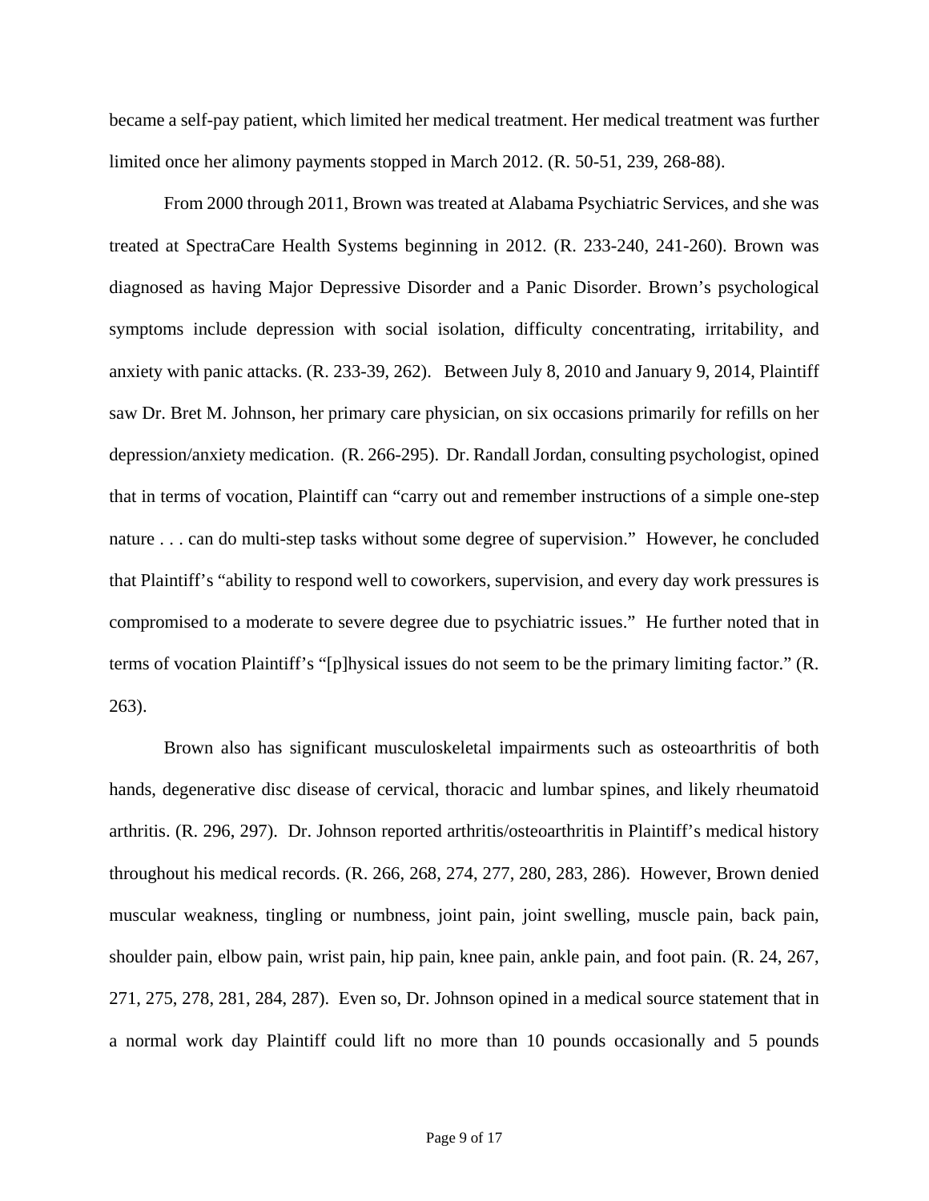became a self-pay patient, which limited her medical treatment. Her medical treatment was further limited once her alimony payments stopped in March 2012. (R. 50-51, 239, 268-88).

From 2000 through 2011, Brown was treated at Alabama Psychiatric Services, and she was treated at SpectraCare Health Systems beginning in 2012. (R. 233-240, 241-260). Brown was diagnosed as having Major Depressive Disorder and a Panic Disorder. Brown's psychological symptoms include depression with social isolation, difficulty concentrating, irritability, and anxiety with panic attacks. (R. 233-39, 262). Between July 8, 2010 and January 9, 2014, Plaintiff saw Dr. Bret M. Johnson, her primary care physician, on six occasions primarily for refills on her depression/anxiety medication. (R. 266-295). Dr. Randall Jordan, consulting psychologist, opined that in terms of vocation, Plaintiff can "carry out and remember instructions of a simple one-step nature . . . can do multi-step tasks without some degree of supervision." However, he concluded that Plaintiff's "ability to respond well to coworkers, supervision, and every day work pressures is compromised to a moderate to severe degree due to psychiatric issues." He further noted that in terms of vocation Plaintiff's "[p]hysical issues do not seem to be the primary limiting factor." (R. 263).

Brown also has significant musculoskeletal impairments such as osteoarthritis of both hands, degenerative disc disease of cervical, thoracic and lumbar spines, and likely rheumatoid arthritis. (R. 296, 297). Dr. Johnson reported arthritis/osteoarthritis in Plaintiff's medical history throughout his medical records. (R. 266, 268, 274, 277, 280, 283, 286). However, Brown denied muscular weakness, tingling or numbness, joint pain, joint swelling, muscle pain, back pain, shoulder pain, elbow pain, wrist pain, hip pain, knee pain, ankle pain, and foot pain. (R. 24, 267, 271, 275, 278, 281, 284, 287). Even so, Dr. Johnson opined in a medical source statement that in a normal work day Plaintiff could lift no more than 10 pounds occasionally and 5 pounds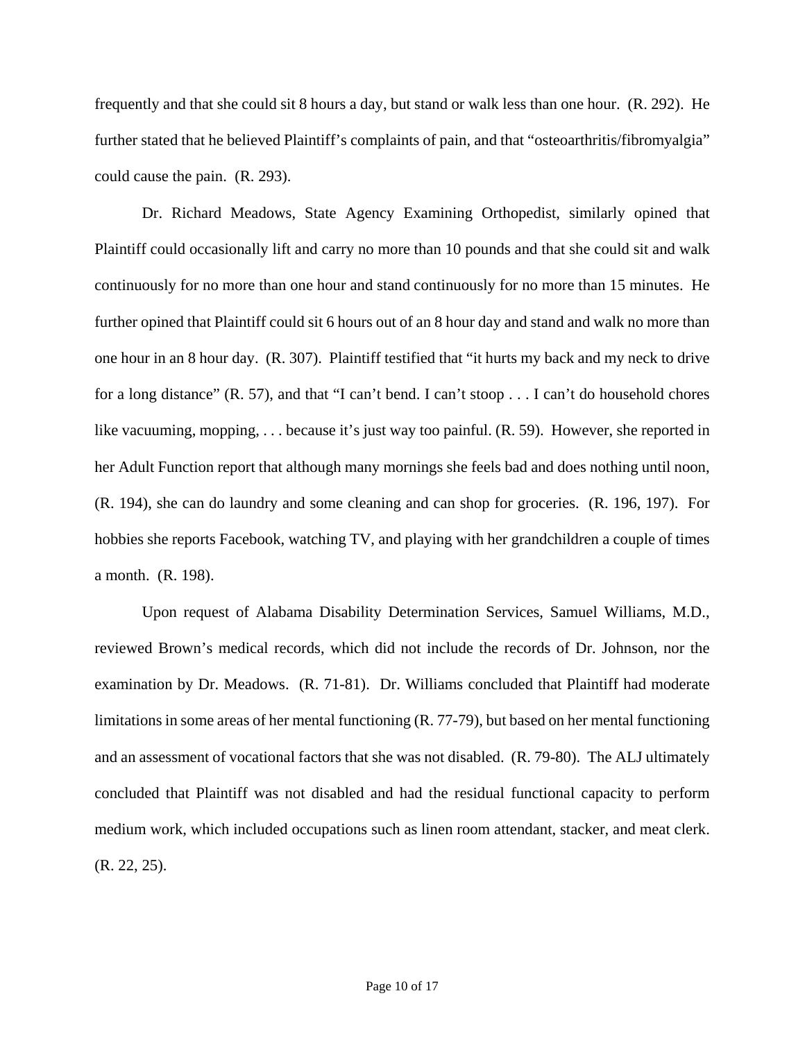frequently and that she could sit 8 hours a day, but stand or walk less than one hour. (R. 292). He further stated that he believed Plaintiff's complaints of pain, and that "osteoarthritis/fibromyalgia" could cause the pain. (R. 293).

Dr. Richard Meadows, State Agency Examining Orthopedist, similarly opined that Plaintiff could occasionally lift and carry no more than 10 pounds and that she could sit and walk continuously for no more than one hour and stand continuously for no more than 15 minutes. He further opined that Plaintiff could sit 6 hours out of an 8 hour day and stand and walk no more than one hour in an 8 hour day. (R. 307). Plaintiff testified that "it hurts my back and my neck to drive for a long distance" (R. 57), and that "I can't bend. I can't stoop . . . I can't do household chores like vacuuming, mopping, . . . because it's just way too painful. (R. 59). However, she reported in her Adult Function report that although many mornings she feels bad and does nothing until noon, (R. 194), she can do laundry and some cleaning and can shop for groceries. (R. 196, 197). For hobbies she reports Facebook, watching TV, and playing with her grandchildren a couple of times a month. (R. 198).

Upon request of Alabama Disability Determination Services, Samuel Williams, M.D., reviewed Brown's medical records, which did not include the records of Dr. Johnson, nor the examination by Dr. Meadows. (R. 71-81). Dr. Williams concluded that Plaintiff had moderate limitations in some areas of her mental functioning (R. 77-79), but based on her mental functioning and an assessment of vocational factors that she was not disabled. (R. 79-80). The ALJ ultimately concluded that Plaintiff was not disabled and had the residual functional capacity to perform medium work, which included occupations such as linen room attendant, stacker, and meat clerk. (R. 22, 25).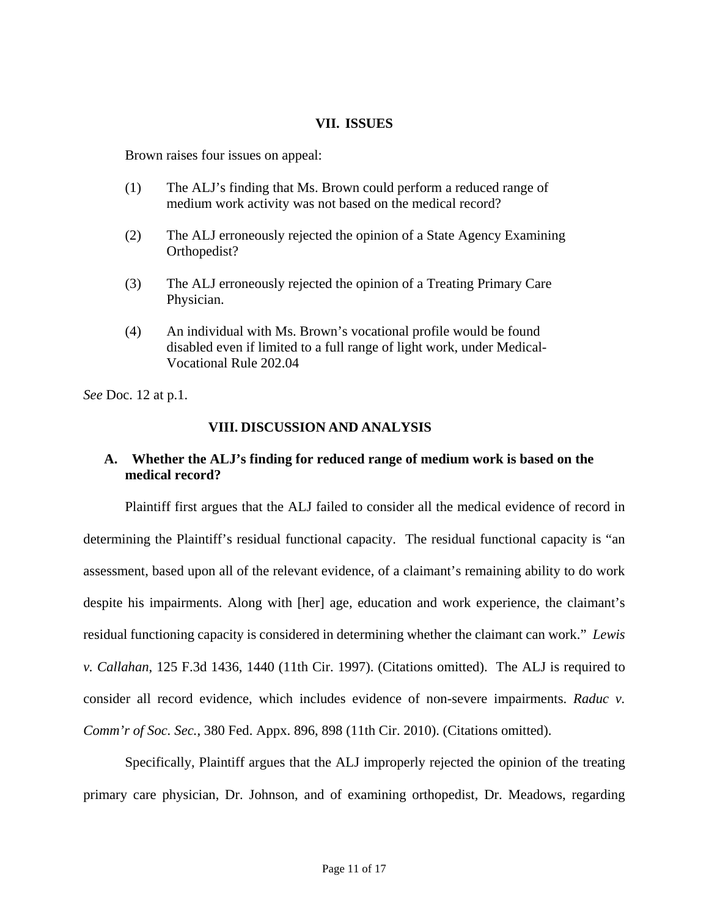## VII. ISSUES

Brown raises four issues on appeal:

(1) The ALJ's finding that Ms. Brown could perform a reduced range of medium work activity was not based on the medical record?

(2) The ALJ erroneously rejected the opinion of a State Agency Examining Orthopedist?

(3) The ALJ erroneously rejected the opinion of a Treating Primary Care Physician.

(4) An individual with Ms. Brown's vocational profile would be found disabled even if limited to a full range of light work, under Medical-Vocational Rule 202.04

*See* Doc. 12 at p.1.

## VIII. DISCUSSION AND ANALYSIS

### A. Whether the ALJ's finding for reduced range of medium work is based on the medical record?

Plaintiff first argues that the ALJ failed to consider all the medical evidence of record in determining the Plaintiff's residual functional capacity. The residual functional capacity is "an assessment, based upon all of the relevant evidence, of a claimant's remaining ability to do work despite his impairments. Along with [her] age, education and work experience, the claimant's residual functioning capacity is considered in determining whether the claimant can work." *Lewis v. Callahan*, 125 F.3d 1436, 1440 (11th Cir. 1997). (Citations omitted). The ALJ is required to consider all record evidence, which includes evidence of non-severe impairments. *Raduc v. Comm'r of Soc. Sec.*, 380 Fed. Appx. 896, 898 (11th Cir. 2010). (Citations omitted).

Specifically, Plaintiff argues that the ALJ improperly rejected the opinion of the treating primary care physician, Dr. Johnson, and of examining orthopedist, Dr. Meadows, regarding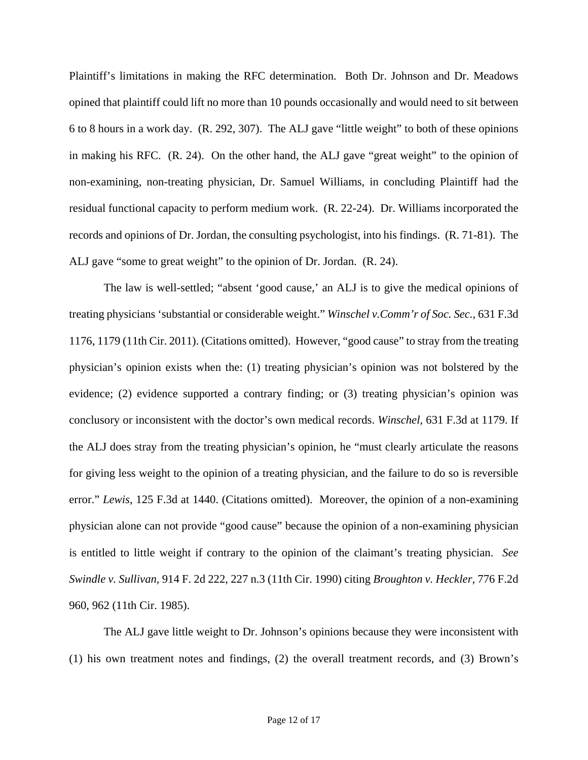Plaintiff's limitations in making the RFC determination. Both Dr. Johnson and Dr. Meadows opined that plaintiff could lift no more than 10 pounds occasionally and would need to sit between 6 to 8 hours in a work day. (R. 292, 307). The ALJ gave "little weight" to both of these opinions in making his RFC. (R. 24). On the other hand, the ALJ gave "great weight" to the opinion of non-examining, non-treating physician, Dr. Samuel Williams, in concluding Plaintiff had the residual functional capacity to perform medium work. (R. 22-24). Dr. Williams incorporated the records and opinions of Dr. Jordan, the consulting psychologist, into his findings. (R. 71-81). The ALJ gave "some to great weight" to the opinion of Dr. Jordan. (R. 24).

The law is well-settled; "absent 'good cause,' an ALJ is to give the medical opinions of treating physicians 'substantial or considerable weight." *Winschel v.Comm'r of Soc. Sec.,* 631 F.3d 1176, 1179 (11th Cir. 2011). (Citations omitted). However, "good cause" to stray from the treating physician's opinion exists when the: (1) treating physician's opinion was not bolstered by the evidence; (2) evidence supported a contrary finding; or (3) treating physician's opinion was conclusory or inconsistent with the doctor's own medical records. *Winschel,* 631 F.3d at 1179. If the ALJ does stray from the treating physician's opinion, he "must clearly articulate the reasons for giving less weight to the opinion of a treating physician, and the failure to do so is reversible error." *Lewis,* 125 F.3d at 1440. (Citations omitted). Moreover, the opinion of a non-examining physician alone can not provide "good cause" because the opinion of a non-examining physician is entitled to little weight if contrary to the opinion of the claimant's treating physician. *See Swindle v. Sullivan,* 914 F. 2d 222, 227 n.3 (11th Cir. 1990) citing *Broughton v. Heckler,* 776 F.2d 960, 962 (11th Cir. 1985).

The ALJ gave little weight to Dr. Johnson's opinions because they were inconsistent with (1) his own treatment notes and findings, (2) the overall treatment records, and (3) Brown's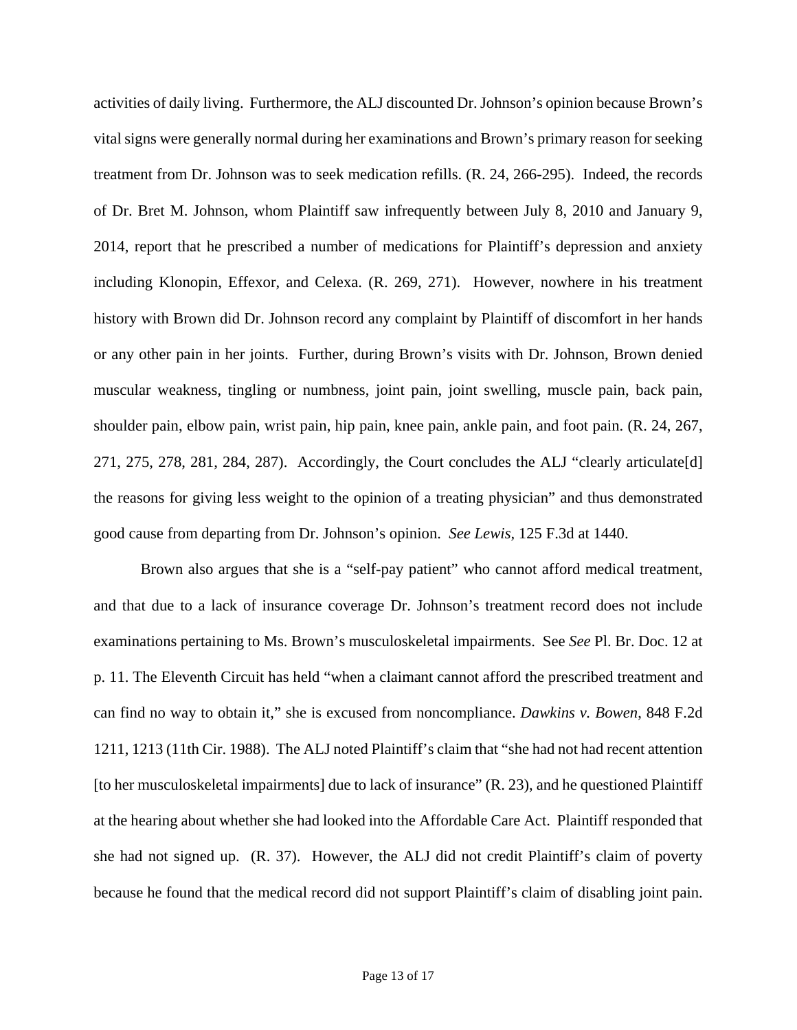activities of daily living. Furthermore, the ALJ discounted Dr. Johnson's opinion because Brown's vital signs were generally normal during her examinations and Brown's primary reason for seeking treatment from Dr. Johnson was to seek medication refills. (R. 24, 266-295). Indeed, the records of Dr. Bret M. Johnson, whom Plaintiff saw infrequently between July 8, 2010 and January 9, 2014, report that he prescribed a number of medications for Plaintiff's depression and anxiety including Klonopin, Effexor, and Celexa. (R. 269, 271). However, nowhere in his treatment history with Brown did Dr. Johnson record any complaint by Plaintiff of discomfort in her hands or any other pain in her joints. Further, during Brown's visits with Dr. Johnson, Brown denied muscular weakness, tingling or numbness, joint pain, joint swelling, muscle pain, back pain, shoulder pain, elbow pain, wrist pain, hip pain, knee pain, ankle pain, and foot pain. (R. 24, 267, 271, 275, 278, 281, 284, 287). Accordingly, the Court concludes the ALJ "clearly articulate[d] the reasons for giving less weight to the opinion of a treating physician" and thus demonstrated good cause from departing from Dr. Johnson's opinion. *See Lewis*, 125 F.3d at 1440.

Brown also argues that she is a "self-pay patient" who cannot afford medical treatment, and that due to a lack of insurance coverage Dr. Johnson's treatment record does not include examinations pertaining to Ms. Brown's musculoskeletal impairments. See *See* Pl. Br. Doc. 12 at p. 11. The Eleventh Circuit has held "when a claimant cannot afford the prescribed treatment and can find no way to obtain it," she is excused from noncompliance. *Dawkins v. Bowen*, 848 F.2d 1211, 1213 (11th Cir. 1988). The ALJ noted Plaintiff's claim that "she had not had recent attention [to her musculoskeletal impairments] due to lack of insurance" (R. 23), and he questioned Plaintiff at the hearing about whether she had looked into the Affordable Care Act. Plaintiff responded that she had not signed up. (R. 37). However, the ALJ did not credit Plaintiff's claim of poverty because he found that the medical record did not support Plaintiff's claim of disabling joint pain.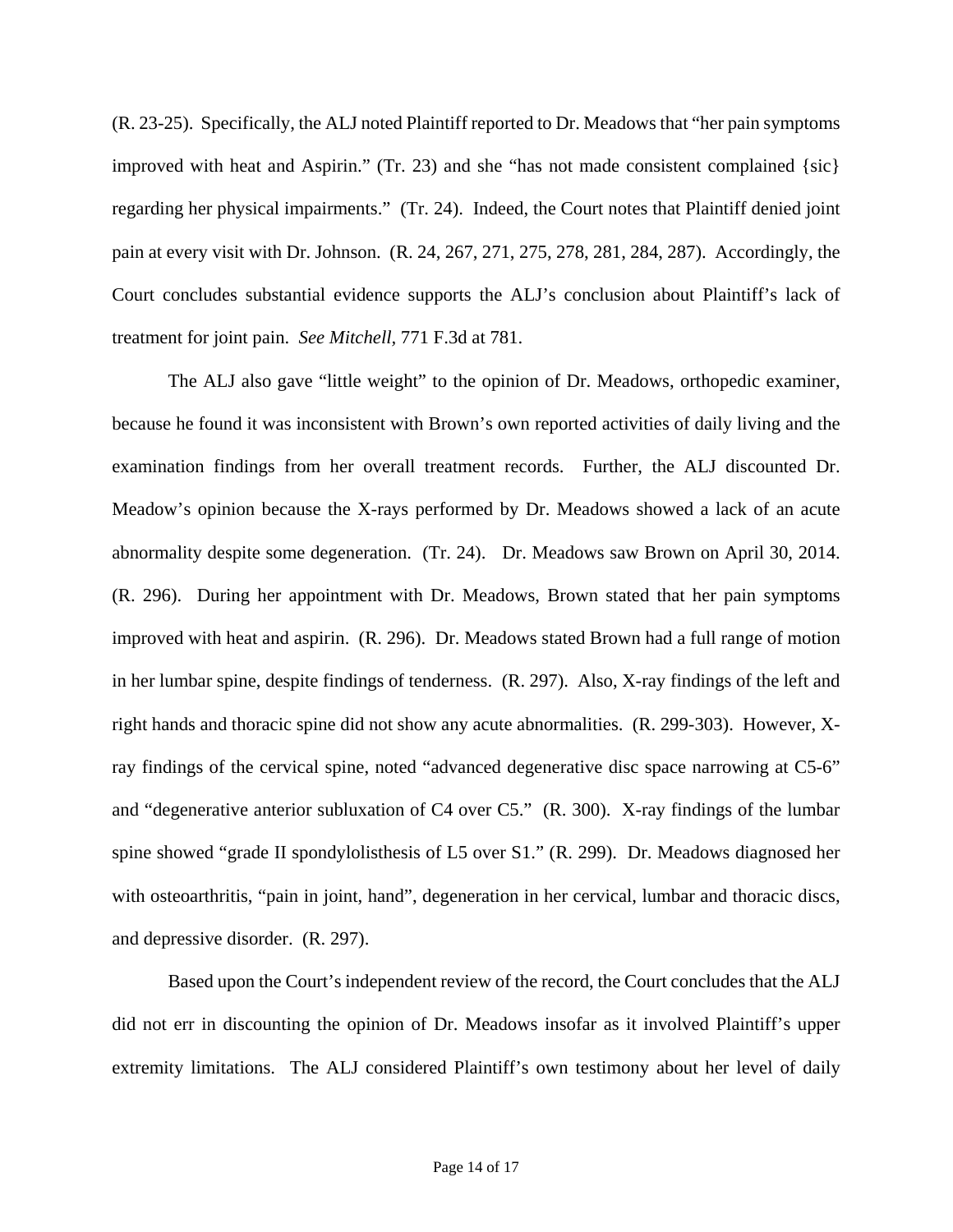(R. 23-25). Specifically, the ALJ noted Plaintiff reported to Dr. Meadows that "her pain symptoms improved with heat and Aspirin." (Tr. 23) and she "has not made consistent complained {sic} regarding her physical impairments." (Tr. 24). Indeed, the Court notes that Plaintiff denied joint pain at every visit with Dr. Johnson. (R. 24, 267, 271, 275, 278, 281, 284, 287). Accordingly, the Court concludes substantial evidence supports the ALJ's conclusion about Plaintiff's lack of treatment for joint pain. *See Mitchell*, 771 F.3d at 781.

The ALJ also gave "little weight" to the opinion of Dr. Meadows, orthopedic examiner, because he found it was inconsistent with Brown's own reported activities of daily living and the examination findings from her overall treatment records. Further, the ALJ discounted Dr. Meadow's opinion because the X-rays performed by Dr. Meadows showed a lack of an acute abnormality despite some degeneration. (Tr. 24). Dr. Meadows saw Brown on April 30, 2014. (R. 296). During her appointment with Dr. Meadows, Brown stated that her pain symptoms improved with heat and aspirin. (R. 296). Dr. Meadows stated Brown had a full range of motion in her lumbar spine, despite findings of tenderness. (R. 297). Also, X-ray findings of the left and right hands and thoracic spine did not show any acute abnormalities. (R. 299-303). However, X-ray findings of the cervical spine, noted "advanced degenerative disc space narrowing at C5-6" and "degenerative anterior subluxation of C4 over C5." (R. 300). X-ray findings of the lumbar spine showed "grade II spondylolisthesis of L5 over S1." (R. 299). Dr. Meadows diagnosed her with osteoarthritis, "pain in joint, hand", degeneration in her cervical, lumbar and thoracic discs, and depressive disorder. (R. 297).

Based upon the Court's independent review of the record, the Court concludes that the ALJ did not err in discounting the opinion of Dr. Meadows insofar as it involved Plaintiff's upper extremity limitations. The ALJ considered Plaintiff's own testimony about her level of daily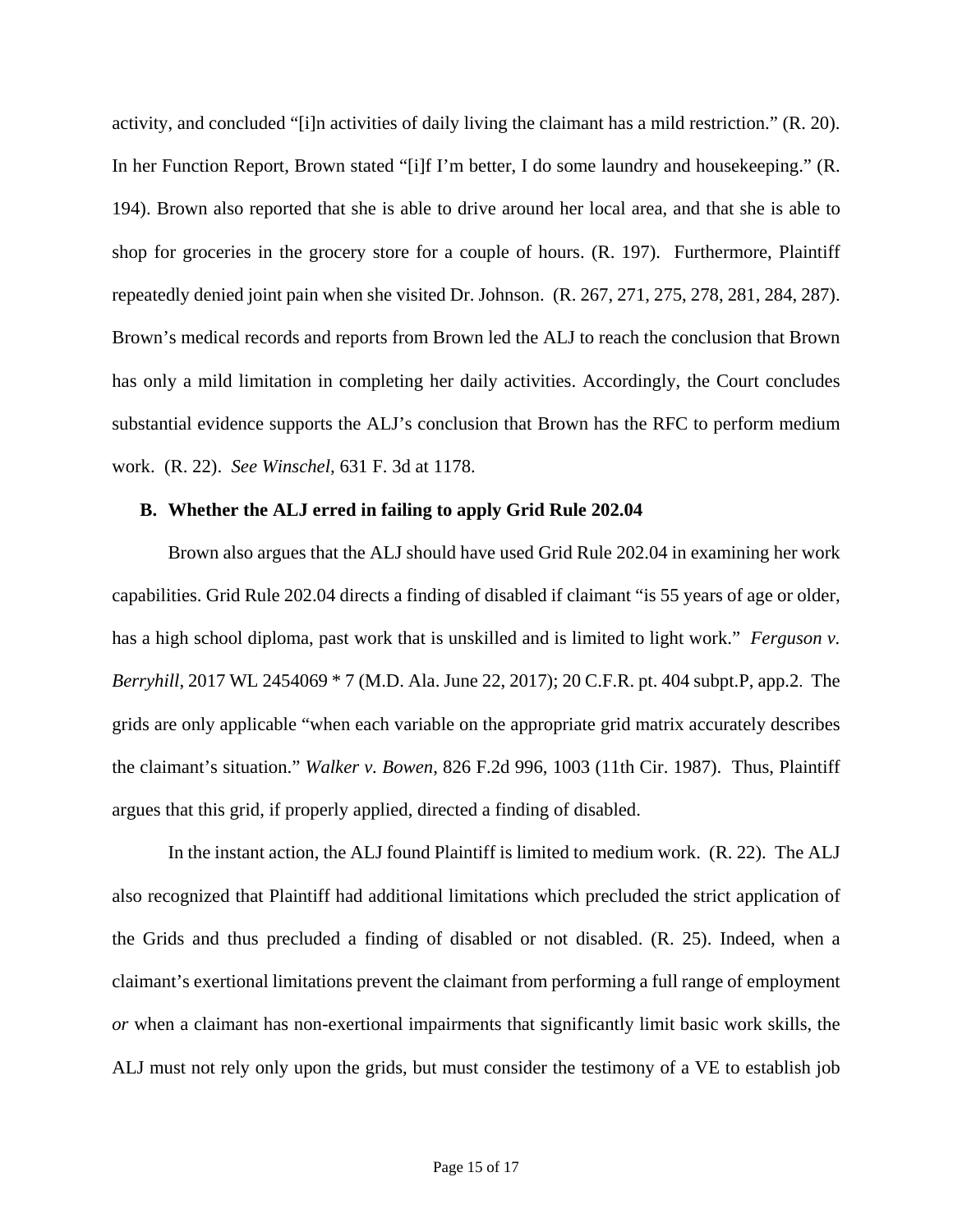activity, and concluded "[i]n activities of daily living the claimant has a mild restriction." (R. 20). In her Function Report, Brown stated "[i]f I'm better, I do some laundry and housekeeping." (R. 194). Brown also reported that she is able to drive around her local area, and that she is able to shop for groceries in the grocery store for a couple of hours. (R. 197). Furthermore, Plaintiff repeatedly denied joint pain when she visited Dr. Johnson. (R. 267, 271, 275, 278, 281, 284, 287). Brown's medical records and reports from Brown led the ALJ to reach the conclusion that Brown has only a mild limitation in completing her daily activities. Accordingly, the Court concludes substantial evidence supports the ALJ's conclusion that Brown has the RFC to perform medium work. (R. 22). *See Winschel*, 631 F. 3d at 1178.

**B. Whether the ALJ erred in failing to apply Grid Rule 202.04**

Brown also argues that the ALJ should have used Grid Rule 202.04 in examining her work capabilities. Grid Rule 202.04 directs a finding of disabled if claimant "is 55 years of age or older, has a high school diploma, past work that is unskilled and is limited to light work." *Ferguson v. Berryhill*, 2017 WL 2454069 * 7 (M.D. Ala. June 22, 2017); 20 C.F.R. pt. 404 subpt.P, app.2. The grids are only applicable "when each variable on the appropriate grid matrix accurately describes the claimant's situation." *Walker v. Bowen*, 826 F.2d 996, 1003 (11th Cir. 1987). Thus, Plaintiff argues that this grid, if properly applied, directed a finding of disabled.

In the instant action, the ALJ found Plaintiff is limited to medium work. (R. 22). The ALJ also recognized that Plaintiff had additional limitations which precluded the strict application of the Grids and thus precluded a finding of disabled or not disabled. (R. 25). Indeed, when a claimant's exertional limitations prevent the claimant from performing a full range of employment *or* when a claimant has non-exertional impairments that significantly limit basic work skills, the ALJ must not rely only upon the grids, but must consider the testimony of a VE to establish job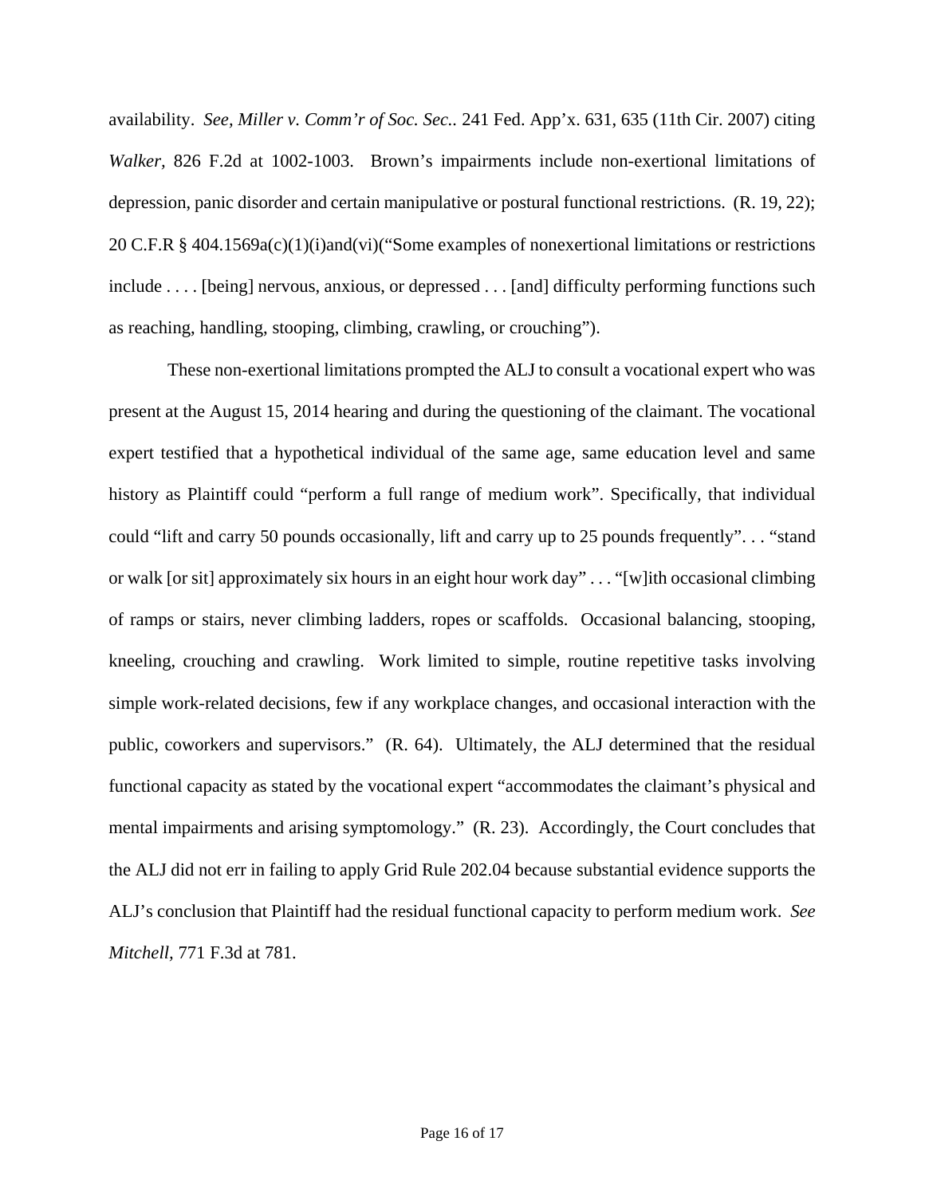availability. *See, Miller v. Comm'r of Soc. Sec.*. 241 Fed. App'x. 631, 635 (11th Cir. 2007) citing *Walker*, 826 F.2d at 1002-1003. Brown's impairments include non-exertional limitations of depression, panic disorder and certain manipulative or postural functional restrictions. (R. 19, 22); 20 C.F.R § 404.1569a(c)(1)(i)and(vi)("Some examples of nonexertional limitations or restrictions include . . . . [being] nervous, anxious, or depressed . . . [and] difficulty performing functions such as reaching, handling, stooping, climbing, crawling, or crouching").

These non-exertional limitations prompted the ALJ to consult a vocational expert who was present at the August 15, 2014 hearing and during the questioning of the claimant. The vocational expert testified that a hypothetical individual of the same age, same education level and same history as Plaintiff could "perform a full range of medium work". Specifically, that individual could "lift and carry 50 pounds occasionally, lift and carry up to 25 pounds frequently". . . "stand or walk [or sit] approximately six hours in an eight hour work day" . . . "[w]ith occasional climbing of ramps or stairs, never climbing ladders, ropes or scaffolds. Occasional balancing, stooping, kneeling, crouching and crawling. Work limited to simple, routine repetitive tasks involving simple work-related decisions, few if any workplace changes, and occasional interaction with the public, coworkers and supervisors." (R. 64). Ultimately, the ALJ determined that the residual functional capacity as stated by the vocational expert "accommodates the claimant's physical and mental impairments and arising symptomology." (R. 23). Accordingly, the Court concludes that the ALJ did not err in failing to apply Grid Rule 202.04 because substantial evidence supports the ALJ's conclusion that Plaintiff had the residual functional capacity to perform medium work. *See Mitchell*, 771 F.3d at 781.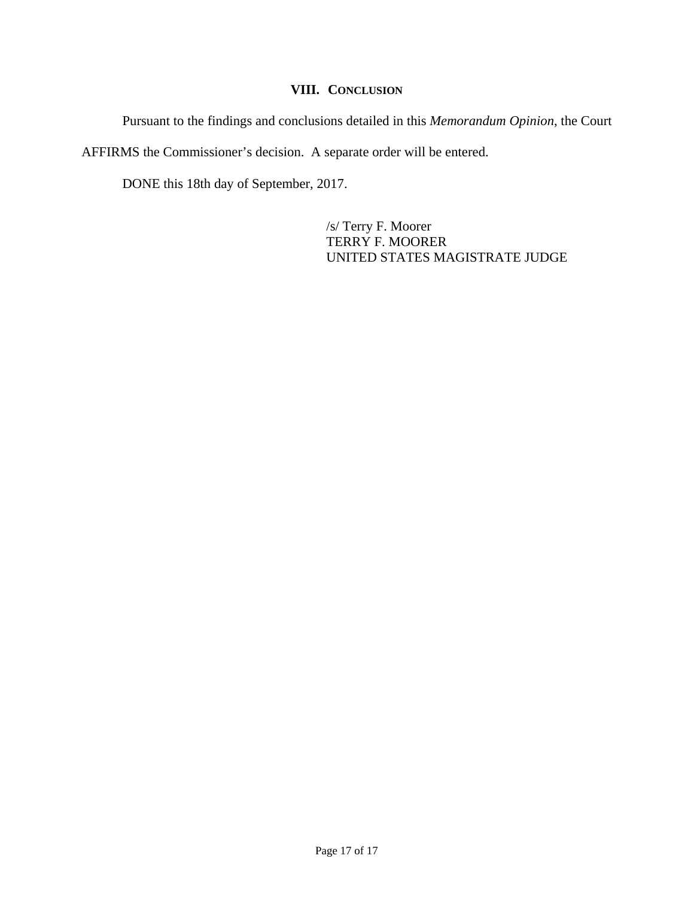## VIII. CONCLUSION

Pursuant to the findings and conclusions detailed in this *Memorandum Opinion*, the Court AFFIRMS the Commissioner's decision. A separate order will be entered.

DONE this 18th day of September, 2017.

/s/ Terry F. Moorer
TERRY F. MOORER
UNITED STATES MAGISTRATE JUDGE